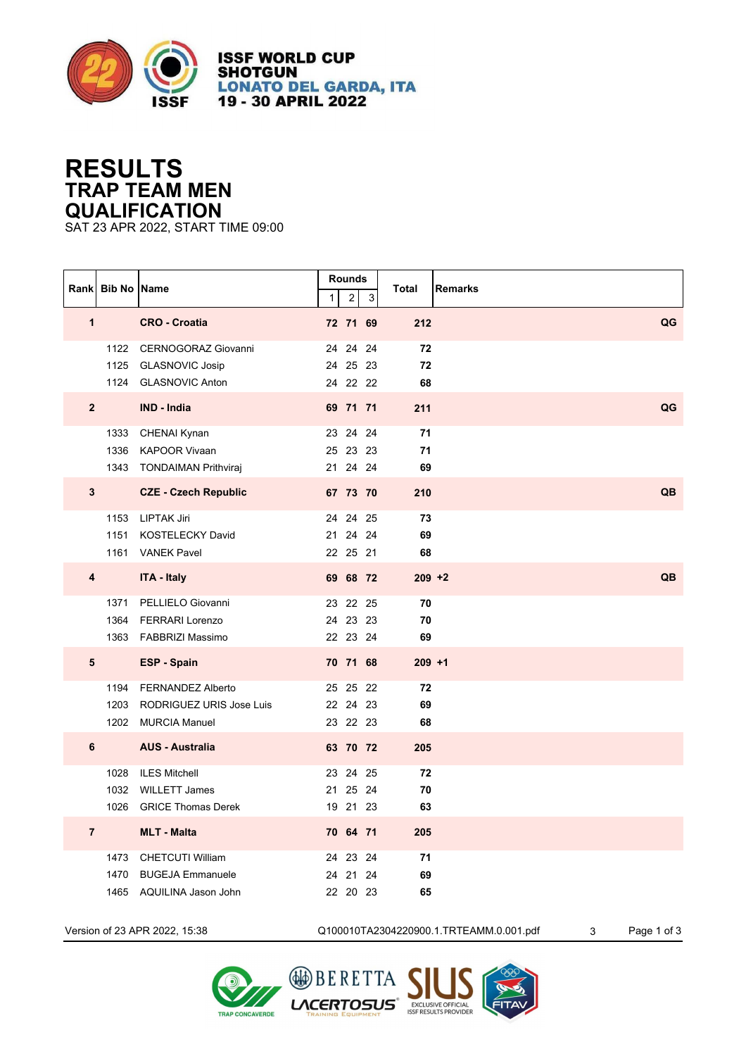ISSF WORLD CUP
SHOTGUN
LONATO DEL GARDA, ITA
19 - 30 APRIL 2022

# RESULTS
## TRAP TEAM MEN
## QUALIFICATION
SAT 23 APR 2022, START TIME 09:00

| Rank | Bib No | Name | Rounds 1 | 2 | 3 | Total | Remarks |
|---|---|---|---|---|---|---|---|
| **1** | | **CRO - Croatia** | **72** | **71** | **69** | **212** | **QG** |
| | 1122 | CERNOGORAZ Giovanni | 24 | 24 | 24 | **72** | |
| | 1125 | GLASNOVIC Josip | 24 | 25 | 23 | **72** | |
| | 1124 | GLASNOVIC Anton | 24 | 22 | 22 | **68** | |
| **2** | | **IND - India** | **69** | **71** | **71** | **211** | **QG** |
| | 1333 | CHENAI Kynan | 23 | 24 | 24 | **71** | |
| | 1336 | KAPOOR Vivaan | 25 | 23 | 23 | **71** | |
| | 1343 | TONDAIMAN Prithviraj | 21 | 24 | 24 | **69** | |
| **3** | | **CZE - Czech Republic** | **67** | **73** | **70** | **210** | **QB** |
| | 1153 | LIPTAK Jiri | 24 | 24 | 25 | **73** | |
| | 1151 | KOSTELECKY David | 21 | 24 | 24 | **69** | |
| | 1161 | VANEK Pavel | 22 | 25 | 21 | **68** | |
| **4** | | **ITA - Italy** | **69** | **68** | **72** | **209 +2** | **QB** |
| | 1371 | PELLIELO Giovanni | 23 | 22 | 25 | **70** | |
| | 1364 | FERRARI Lorenzo | 24 | 23 | 23 | **70** | |
| | 1363 | FABBRIZI Massimo | 22 | 23 | 24 | **69** | |
| **5** | | **ESP - Spain** | **70** | **71** | **68** | **209 +1** | |
| | 1194 | FERNANDEZ Alberto | 25 | 25 | 22 | **72** | |
| | 1203 | RODRIGUEZ URIS Jose Luis | 22 | 24 | 23 | **69** | |
| | 1202 | MURCIA Manuel | 23 | 22 | 23 | **68** | |
| **6** | | **AUS - Australia** | **63** | **70** | **72** | **205** | |
| | 1028 | ILES Mitchell | 23 | 24 | 25 | **72** | |
| | 1032 | WILLETT James | 21 | 25 | 24 | **70** | |
| | 1026 | GRICE Thomas Derek | 19 | 21 | 23 | **63** | |
| **7** | | **MLT - Malta** | **70** | **64** | **71** | **205** | |
| | 1473 | CHETCUTI William | 24 | 23 | 24 | **71** | |
| | 1470 | BUGEJA Emmanuele | 24 | 21 | 24 | **69** | |
| | 1465 | AQUILINA Jason John | 22 | 20 | 23 | **65** | |

Version of 23 APR 2022, 15:38 Q100010TA2304220900.1.TRTEAMM.0.001.pdf 3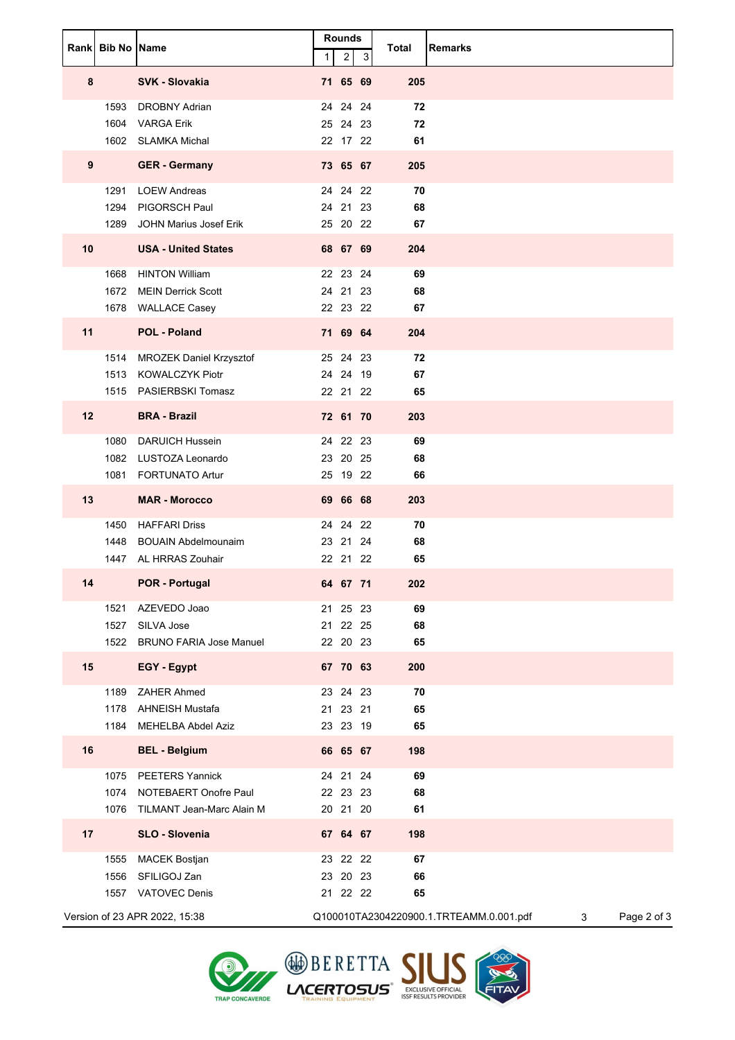| Rank | Bib No | Name | Rounds | | | Total | Remarks |
|---|---|---|---|---|---|---|---|
| | | | 1 | 2 | 3 | | |
| **8** | | **SVK - Slovakia** | **71** | **65** | **69** | **205** | |
| | 1593 | DROBNY Adrian | 24 | 24 | 24 | **72** | |
| | 1604 | VARGA Erik | 25 | 24 | 23 | **72** | |
| | 1602 | SLAMKA Michal | 22 | 17 | 22 | **61** | |
| **9** | | **GER - Germany** | **73** | **65** | **67** | **205** | |
| | 1291 | LOEW Andreas | 24 | 24 | 22 | **70** | |
| | 1294 | PIGORSCH Paul | 24 | 21 | 23 | **68** | |
| | 1289 | JOHN Marius Josef Erik | 25 | 20 | 22 | **67** | |
| **10** | | **USA - United States** | **68** | **67** | **69** | **204** | |
| | 1668 | HINTON William | 22 | 23 | 24 | **69** | |
| | 1672 | MEIN Derrick Scott | 24 | 21 | 23 | **68** | |
| | 1678 | WALLACE Casey | 22 | 23 | 22 | **67** | |
| **11** | | **POL - Poland** | **71** | **69** | **64** | **204** | |
| | 1514 | MROZEK Daniel Krzysztof | 25 | 24 | 23 | **72** | |
| | 1513 | KOWALCZYK Piotr | 24 | 24 | 19 | **67** | |
| | 1515 | PASIERBSKI Tomasz | 22 | 21 | 22 | **65** | |
| **12** | | **BRA - Brazil** | **72** | **61** | **70** | **203** | |
| | 1080 | DARUICH Hussein | 24 | 22 | 23 | **69** | |
| | 1082 | LUSTOZA Leonardo | 23 | 20 | 25 | **68** | |
| | 1081 | FORTUNATO Artur | 25 | 19 | 22 | **66** | |
| **13** | | **MAR - Morocco** | **69** | **66** | **68** | **203** | |
| | 1450 | HAFFARI Driss | 24 | 24 | 22 | **70** | |
| | 1448 | BOUAIN Abdelmounaim | 23 | 21 | 24 | **68** | |
| | 1447 | AL HRRAS Zouhair | 22 | 21 | 22 | **65** | |
| **14** | | **POR - Portugal** | **64** | **67** | **71** | **202** | |
| | 1521 | AZEVEDO Joao | 21 | 25 | 23 | **69** | |
| | 1527 | SILVA Jose | 21 | 22 | 25 | **68** | |
| | 1522 | BRUNO FARIA Jose Manuel | 22 | 20 | 23 | **65** | |
| **15** | | **EGY - Egypt** | **67** | **70** | **63** | **200** | |
| | 1189 | ZAHER Ahmed | 23 | 24 | 23 | **70** | |
| | 1178 | AHNEISH Mustafa | 21 | 23 | 21 | **65** | |
| | 1184 | MEHELBA Abdel Aziz | 23 | 23 | 19 | **65** | |
| **16** | | **BEL - Belgium** | **66** | **65** | **67** | **198** | |
| | 1075 | PEETERS Yannick | 24 | 21 | 24 | **69** | |
| | 1074 | NOTEBAERT Onofre Paul | 22 | 23 | 23 | **68** | |
| | 1076 | TILMANT Jean-Marc Alain M | 20 | 21 | 20 | **61** | |
| **17** | | **SLO - Slovenia** | **67** | **64** | **67** | **198** | |
| | 1555 | MACEK Bostjan | 23 | 22 | 22 | **67** | |
| | 1556 | SFILIGOJ Zan | 23 | 20 | 23 | **66** | |
| | 1557 | VATOVEC Denis | 21 | 22 | 22 | **65** | |

Version of 23 APR 2022, 15:38 Q100010TA2304220900.1.TRTEAMM.0.001.pdf 3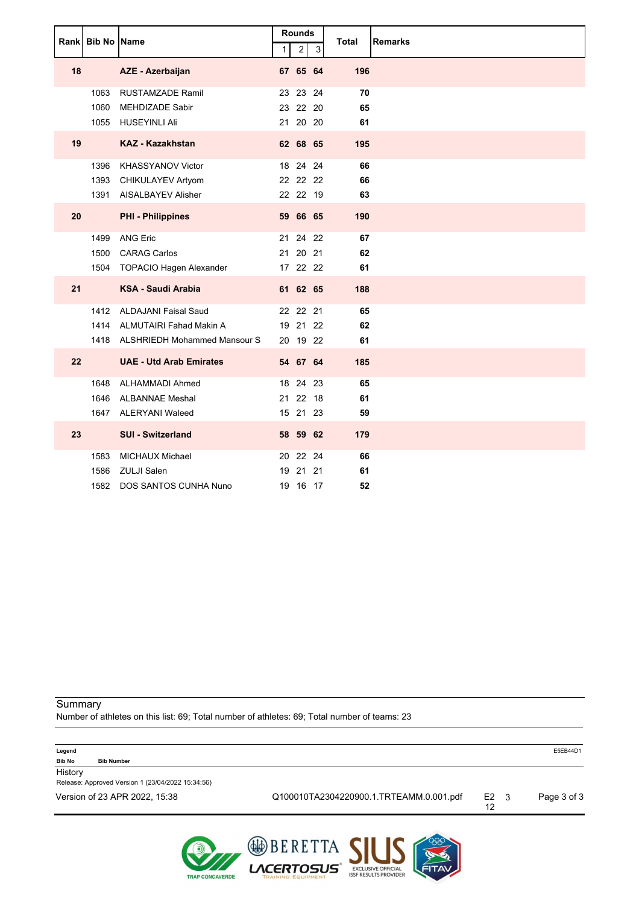| Rank | Bib No | Name | Rounds | | | Total | Remarks |
|---|---|---|---|---|---|---|---|
| | | | 1 | 2 | 3 | | |
| **18** | | **AZE - Azerbaijan** | **67** | **65** | **64** | **196** | |
| | 1063 | RUSTAMZADE Ramil | 23 | 23 | 24 | **70** | |
| | 1060 | MEHDIZADE Sabir | 23 | 22 | 20 | **65** | |
| | 1055 | HUSEYINLI Ali | 21 | 20 | 20 | **61** | |
| **19** | | **KAZ - Kazakhstan** | **62** | **68** | **65** | **195** | |
| | 1396 | KHASSYANOV Victor | 18 | 24 | 24 | **66** | |
| | 1393 | CHIKULAYEV Artyom | 22 | 22 | 22 | **66** | |
| | 1391 | AISALBAYEV Alisher | 22 | 22 | 19 | **63** | |
| **20** | | **PHI - Philippines** | **59** | **66** | **65** | **190** | |
| | 1499 | ANG Eric | 21 | 24 | 22 | **67** | |
| | 1500 | CARAG Carlos | 21 | 20 | 21 | **62** | |
| | 1504 | TOPACIO Hagen Alexander | 17 | 22 | 22 | **61** | |
| **21** | | **KSA - Saudi Arabia** | **61** | **62** | **65** | **188** | |
| | 1412 | ALDAJANI Faisal Saud | 22 | 22 | 21 | **65** | |
| | 1414 | ALMUTAIRI Fahad Makin A | 19 | 21 | 22 | **62** | |
| | 1418 | ALSHRIEDH Mohammed Mansour S | 20 | 19 | 22 | **61** | |
| **22** | | **UAE - Utd Arab Emirates** | **54** | **67** | **64** | **185** | |
| | 1648 | ALHAMMADI Ahmed | 18 | 24 | 23 | **65** | |
| | 1646 | ALBANNAE Meshal | 21 | 22 | 18 | **61** | |
| | 1647 | ALERYANI Waleed | 15 | 21 | 23 | **59** | |
| **23** | | **SUI - Switzerland** | **58** | **59** | **62** | **179** | |
| | 1583 | MICHAUX Michael | 20 | 22 | 24 | **66** | |
| | 1586 | ZULJI Salen | 19 | 21 | 21 | **61** | |
| | 1582 | DOS SANTOS CUNHA Nuno | 19 | 16 | 17 | **52** | |

Summary

Number of athletes on this list: 69; Total number of athletes: 69; Total number of teams: 23

**Legend**

**Bib No** **Bib Number**

History

Release: Approved Version 1 (23/04/2022 15:34:56)

Version of 23 APR 2022, 15:38 Q100010TA2304220900.1.TRTEAMM.0.001.pdf E2 12 3